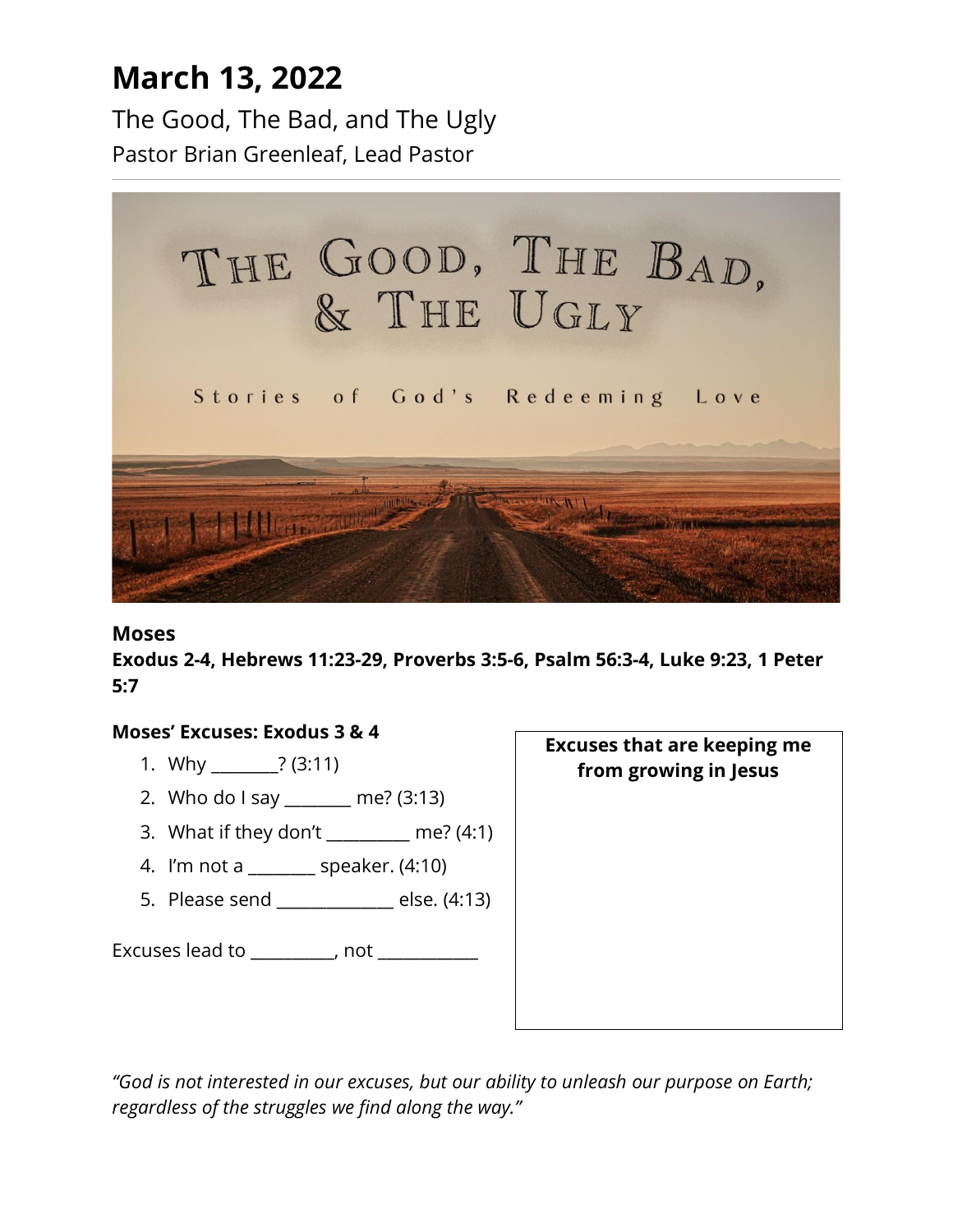# March 13, 2022

The Good, The Bad, and The Ugly

Pastor Brian Greenleaf, Lead Pastor

---

### Moses

**Exodus 2-4, Hebrews 11:23-29, Proverbs 3:5-6, Psalm 56:3-4, Luke 9:23, 1 Peter 5:7**

**Moses' Excuses: Exodus 3 & 4**

1. Why ________? (3:11)
2. Who do I say ________ me? (3:13)
3. What if they don't __________ me? (4:1)
4. I'm not a ________ speaker. (4:10)
5. Please send ______________ else. (4:13)

Excuses lead to __________, not ____________

| Excuses that are keeping me from growing in Jesus |
| --- |
| |

*"God is not interested in our excuses, but our ability to unleash our purpose on Earth; regardless of the struggles we find along the way."*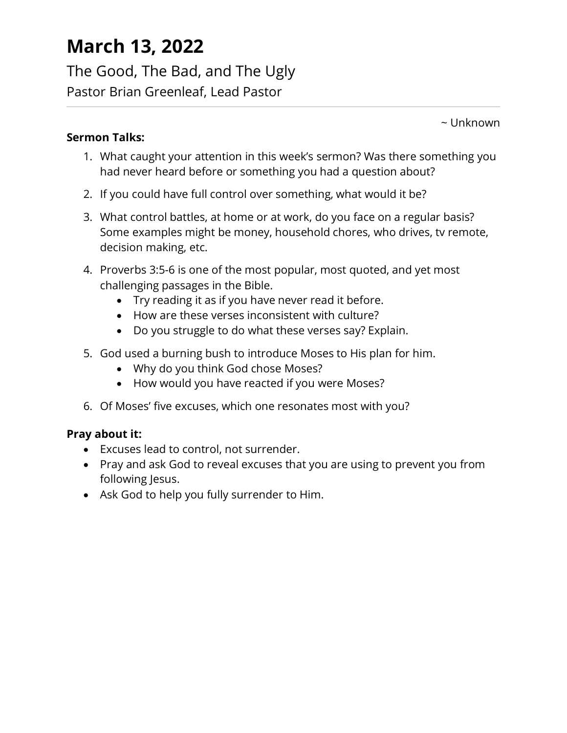# March 13, 2022

The Good, The Bad, and The Ugly

Pastor Brian Greenleaf, Lead Pastor

---

~ Unknown

**Sermon Talks:**

1. What caught your attention in this week's sermon? Was there something you had never heard before or something you had a question about?
2. If you could have full control over something, what would it be?
3. What control battles, at home or at work, do you face on a regular basis? Some examples might be money, household chores, who drives, tv remote, decision making, etc.
4. Proverbs 3:5-6 is one of the most popular, most quoted, and yet most challenging passages in the Bible.
   - Try reading it as if you have never read it before.
   - How are these verses inconsistent with culture?
   - Do you struggle to do what these verses say? Explain.
5. God used a burning bush to introduce Moses to His plan for him.
   - Why do you think God chose Moses?
   - How would you have reacted if you were Moses?
6. Of Moses' five excuses, which one resonates most with you?

**Pray about it:**

- Excuses lead to control, not surrender.
- Pray and ask God to reveal excuses that you are using to prevent you from following Jesus.
- Ask God to help you fully surrender to Him.